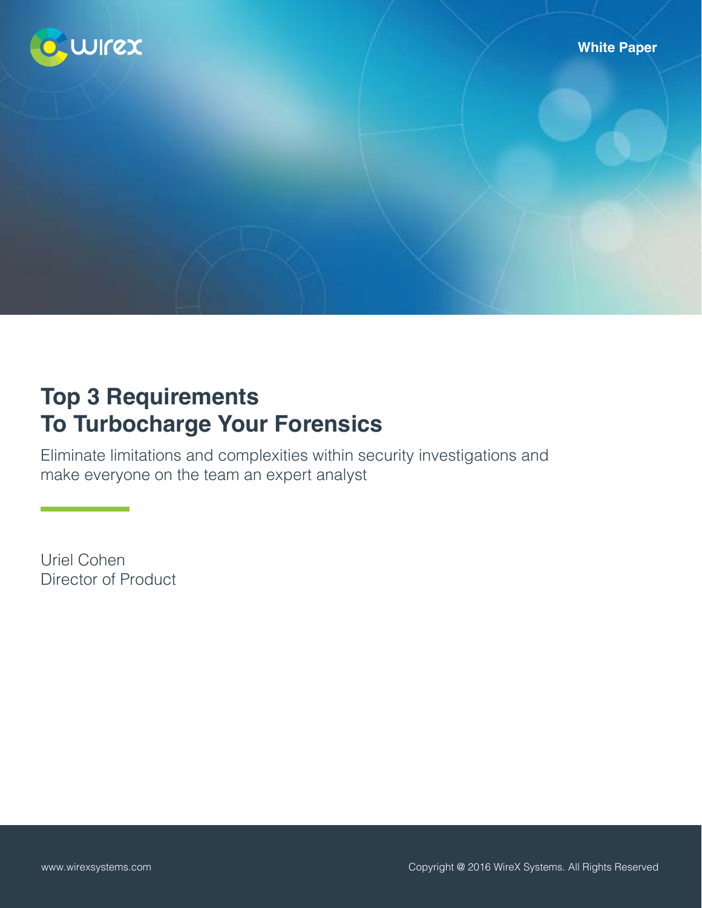White Paper

# Top 3 Requirements To Turbocharge Your Forensics

Eliminate limitations and complexities within security investigations and make everyone on the team an expert analyst

Uriel Cohen
Director of Product

www.wirexsystems.com

Copyright @ 2016 WireX Systems. All Rights Reserved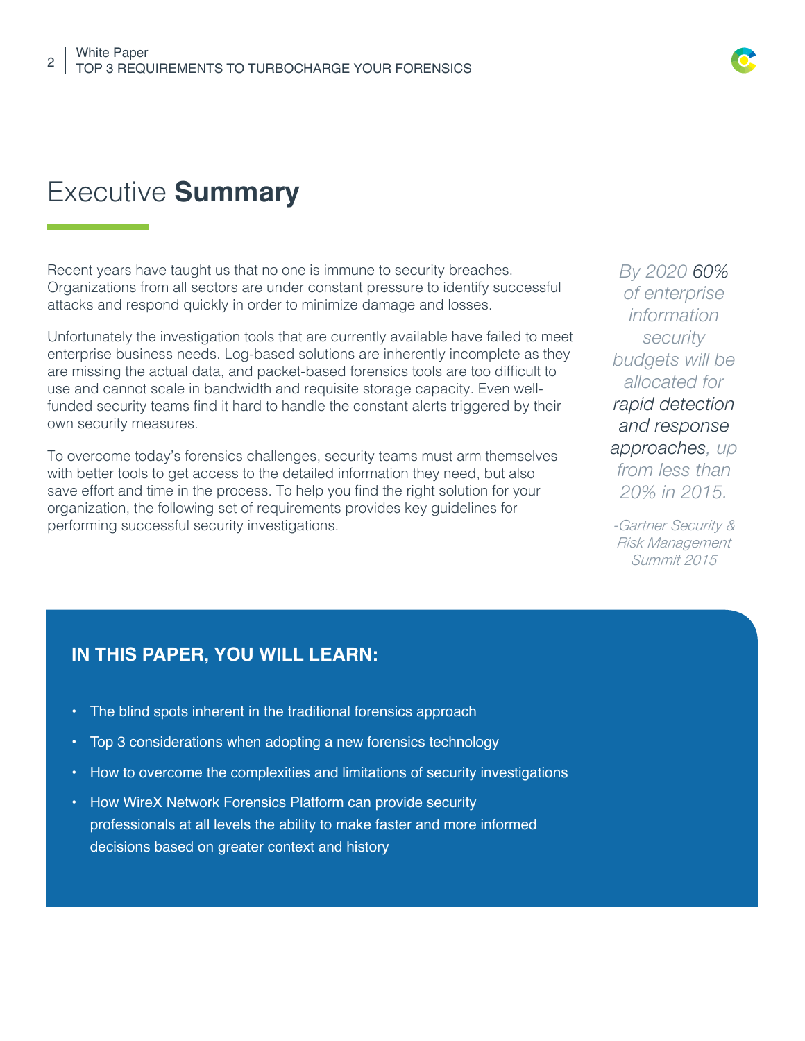# Executive **Summary**

Recent years have taught us that no one is immune to security breaches. Organizations from all sectors are under constant pressure to identify successful attacks and respond quickly in order to minimize damage and losses.

Unfortunately the investigation tools that are currently available have failed to meet enterprise business needs. Log-based solutions are inherently incomplete as they are missing the actual data, and packet-based forensics tools are too difficult to use and cannot scale in bandwidth and requisite storage capacity. Even well-funded security teams find it hard to handle the constant alerts triggered by their own security measures.

To overcome today's forensics challenges, security teams must arm themselves with better tools to get access to the detailed information they need, but also save effort and time in the process. To help you find the right solution for your organization, the following set of requirements provides key guidelines for performing successful security investigations.

*By 2020 60% of enterprise information security budgets will be allocated for rapid detection and response approaches, up from less than 20% in 2015.*

*-Gartner Security & Risk Management Summit 2015*

## IN THIS PAPER, YOU WILL LEARN:

- The blind spots inherent in the traditional forensics approach
- Top 3 considerations when adopting a new forensics technology
- How to overcome the complexities and limitations of security investigations
- How WireX Network Forensics Platform can provide security professionals at all levels the ability to make faster and more informed decisions based on greater context and history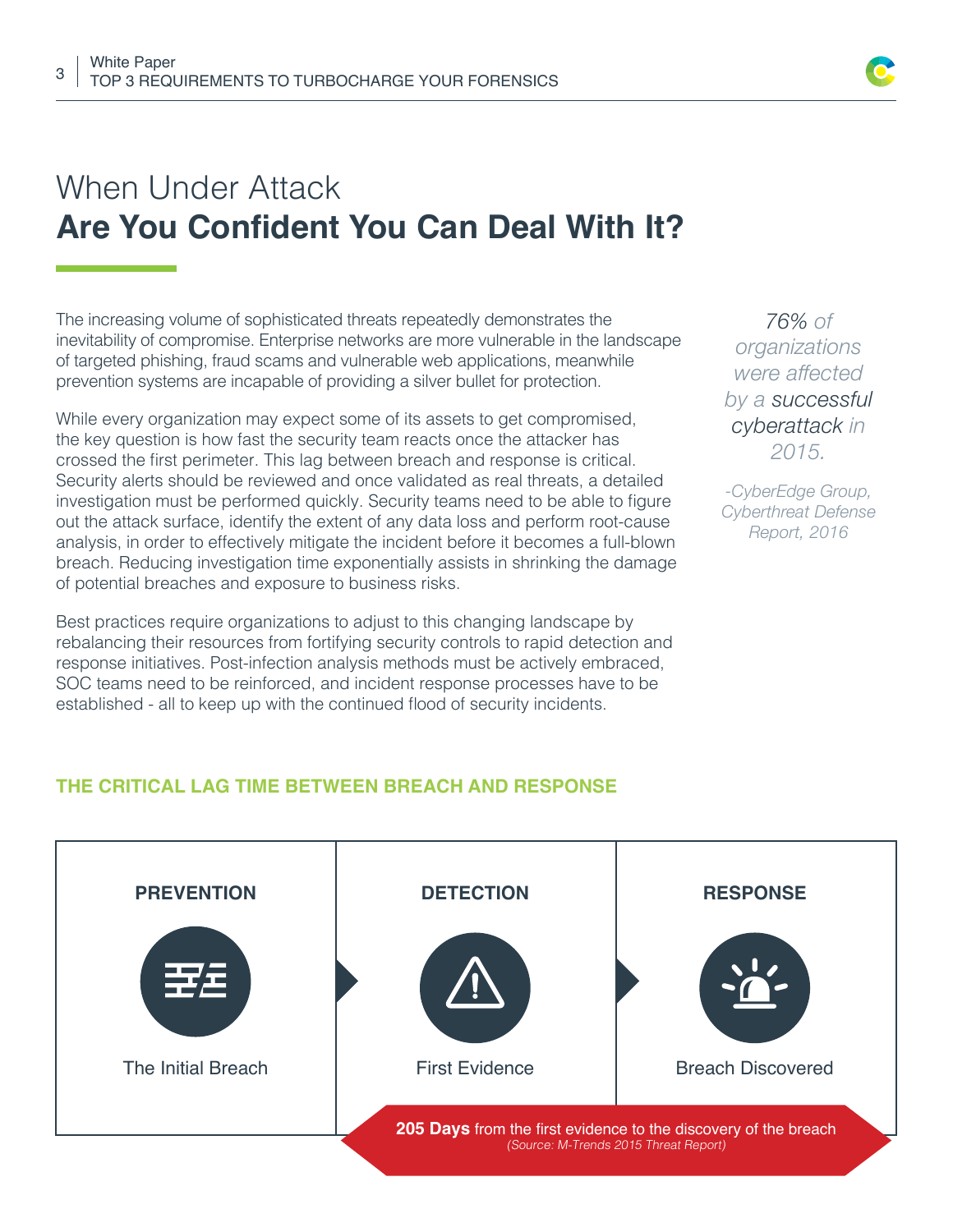# When Under Attack
# **Are You Confident You Can Deal With It?**

The increasing volume of sophisticated threats repeatedly demonstrates the inevitability of compromise. Enterprise networks are more vulnerable in the landscape of targeted phishing, fraud scams and vulnerable web applications, meanwhile prevention systems are incapable of providing a silver bullet for protection.

While every organization may expect some of its assets to get compromised, the key question is how fast the security team reacts once the attacker has crossed the first perimeter. This lag between breach and response is critical. Security alerts should be reviewed and once validated as real threats, a detailed investigation must be performed quickly. Security teams need to be able to figure out the attack surface, identify the extent of any data loss and perform root-cause analysis, in order to effectively mitigate the incident before it becomes a full-blown breach. Reducing investigation time exponentially assists in shrinking the damage of potential breaches and exposure to business risks.

Best practices require organizations to adjust to this changing landscape by rebalancing their resources from fortifying security controls to rapid detection and response initiatives. Post-infection analysis methods must be actively embraced, SOC teams need to be reinforced, and incident response processes have to be established - all to keep up with the continued flood of security incidents.

*76% of organizations were affected by a successful cyberattack in 2015.*

*-CyberEdge Group, Cyberthreat Defense Report, 2016*

## THE CRITICAL LAG TIME BETWEEN BREACH AND RESPONSE

**PREVENTION**
The Initial Breach

**DETECTION**
First Evidence

**RESPONSE**
Breach Discovered

**205 Days** from the first evidence to the discovery of the breach
*(Source: M-Trends 2015 Threat Report)*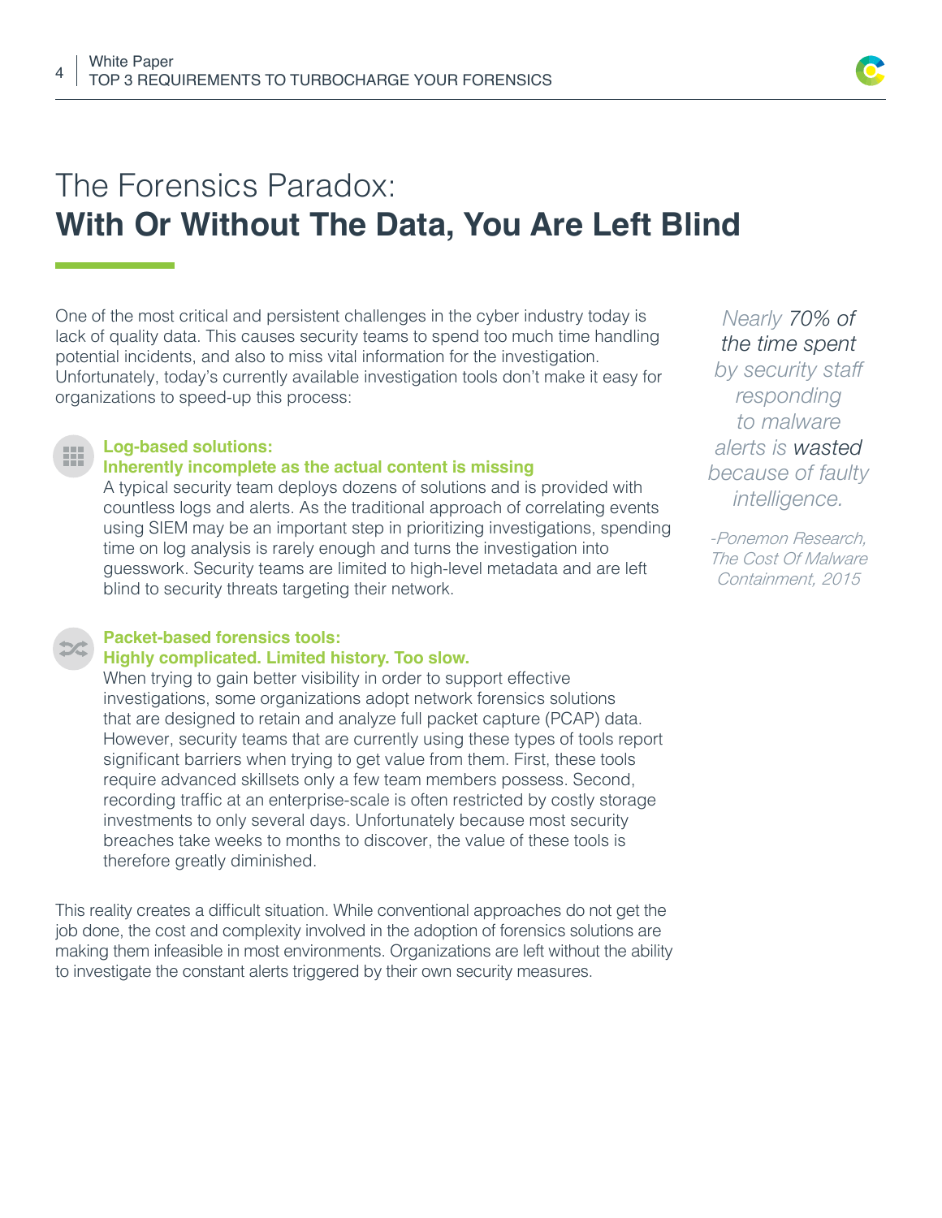# The Forensics Paradox: **With Or Without The Data, You Are Left Blind**

One of the most critical and persistent challenges in the cyber industry today is lack of quality data. This causes security teams to spend too much time handling potential incidents, and also to miss vital information for the investigation. Unfortunately, today's currently available investigation tools don't make it easy for organizations to speed-up this process:

**Log-based solutions:**
**Inherently incomplete as the actual content is missing**
A typical security team deploys dozens of solutions and is provided with countless logs and alerts. As the traditional approach of correlating events using SIEM may be an important step in prioritizing investigations, spending time on log analysis is rarely enough and turns the investigation into guesswork. Security teams are limited to high-level metadata and are left blind to security threats targeting their network.

**Packet-based forensics tools:**
**Highly complicated. Limited history. Too slow.**
When trying to gain better visibility in order to support effective investigations, some organizations adopt network forensics solutions that are designed to retain and analyze full packet capture (PCAP) data. However, security teams that are currently using these types of tools report significant barriers when trying to get value from them. First, these tools require advanced skillsets only a few team members possess. Second, recording traffic at an enterprise-scale is often restricted by costly storage investments to only several days. Unfortunately because most security breaches take weeks to months to discover, the value of these tools is therefore greatly diminished.

This reality creates a difficult situation. While conventional approaches do not get the job done, the cost and complexity involved in the adoption of forensics solutions are making them infeasible in most environments. Organizations are left without the ability to investigate the constant alerts triggered by their own security measures.

*Nearly 70% of the time spent by security staff responding to malware alerts is wasted because of faulty intelligence.*

*-Ponemon Research, The Cost Of Malware Containment, 2015*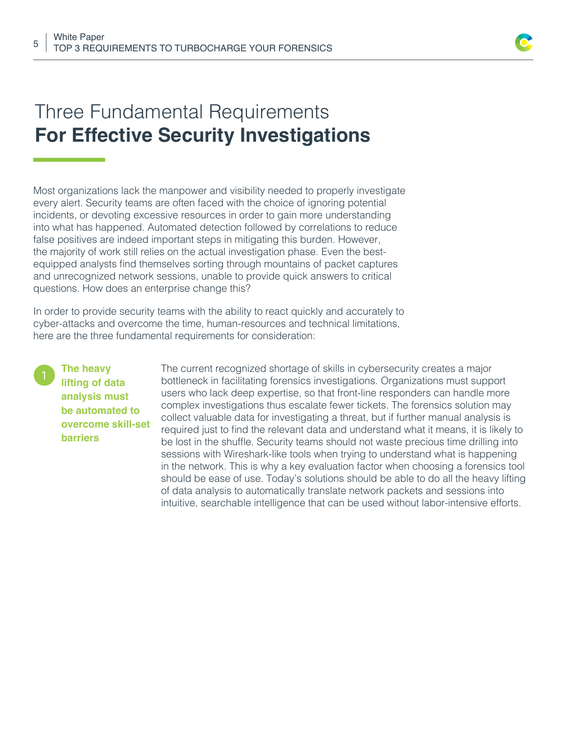# Three Fundamental Requirements **For Effective Security Investigations**

Most organizations lack the manpower and visibility needed to properly investigate every alert. Security teams are often faced with the choice of ignoring potential incidents, or devoting excessive resources in order to gain more understanding into what has happened. Automated detection followed by correlations to reduce false positives are indeed important steps in mitigating this burden. However, the majority of work still relies on the actual investigation phase. Even the best-equipped analysts find themselves sorting through mountains of packet captures and unrecognized network sessions, unable to provide quick answers to critical questions. How does an enterprise change this?

In order to provide security teams with the ability to react quickly and accurately to cyber-attacks and overcome the time, human-resources and technical limitations, here are the three fundamental requirements for consideration:

## 1 The heavy lifting of data analysis must be automated to overcome skill-set barriers

The current recognized shortage of skills in cybersecurity creates a major bottleneck in facilitating forensics investigations. Organizations must support users who lack deep expertise, so that front-line responders can handle more complex investigations thus escalate fewer tickets. The forensics solution may collect valuable data for investigating a threat, but if further manual analysis is required just to find the relevant data and understand what it means, it is likely to be lost in the shuffle. Security teams should not waste precious time drilling into sessions with Wireshark-like tools when trying to understand what is happening in the network. This is why a key evaluation factor when choosing a forensics tool should be ease of use. Today's solutions should be able to do all the heavy lifting of data analysis to automatically translate network packets and sessions into intuitive, searchable intelligence that can be used without labor-intensive efforts.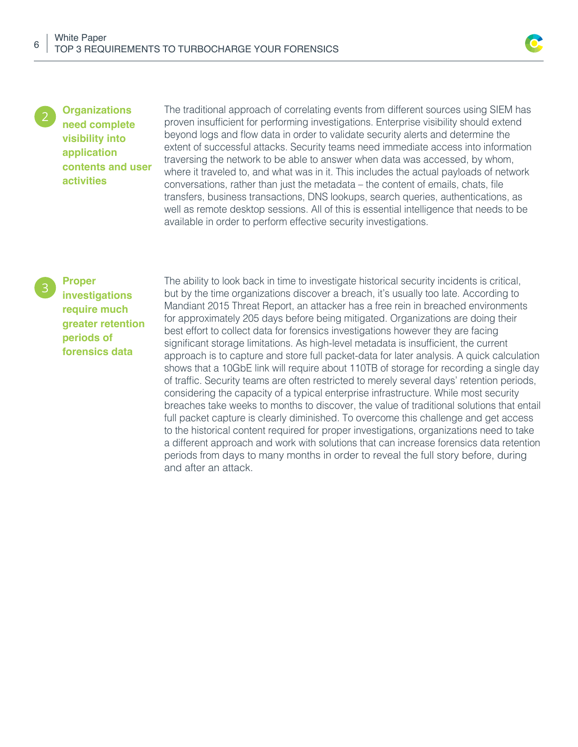## 2 Organizations need complete visibility into application contents and user activities

The traditional approach of correlating events from different sources using SIEM has proven insufficient for performing investigations. Enterprise visibility should extend beyond logs and flow data in order to validate security alerts and determine the extent of successful attacks. Security teams need immediate access into information traversing the network to be able to answer when data was accessed, by whom, where it traveled to, and what was in it. This includes the actual payloads of network conversations, rather than just the metadata – the content of emails, chats, file transfers, business transactions, DNS lookups, search queries, authentications, as well as remote desktop sessions. All of this is essential intelligence that needs to be available in order to perform effective security investigations.

## 3 Proper investigations require much greater retention periods of forensics data

The ability to look back in time to investigate historical security incidents is critical, but by the time organizations discover a breach, it's usually too late. According to Mandiant 2015 Threat Report, an attacker has a free rein in breached environments for approximately 205 days before being mitigated. Organizations are doing their best effort to collect data for forensics investigations however they are facing significant storage limitations. As high-level metadata is insufficient, the current approach is to capture and store full packet-data for later analysis. A quick calculation shows that a 10GbE link will require about 110TB of storage for recording a single day of traffic. Security teams are often restricted to merely several days' retention periods, considering the capacity of a typical enterprise infrastructure. While most security breaches take weeks to months to discover, the value of traditional solutions that entail full packet capture is clearly diminished. To overcome this challenge and get access to the historical content required for proper investigations, organizations need to take a different approach and work with solutions that can increase forensics data retention periods from days to many months in order to reveal the full story before, during and after an attack.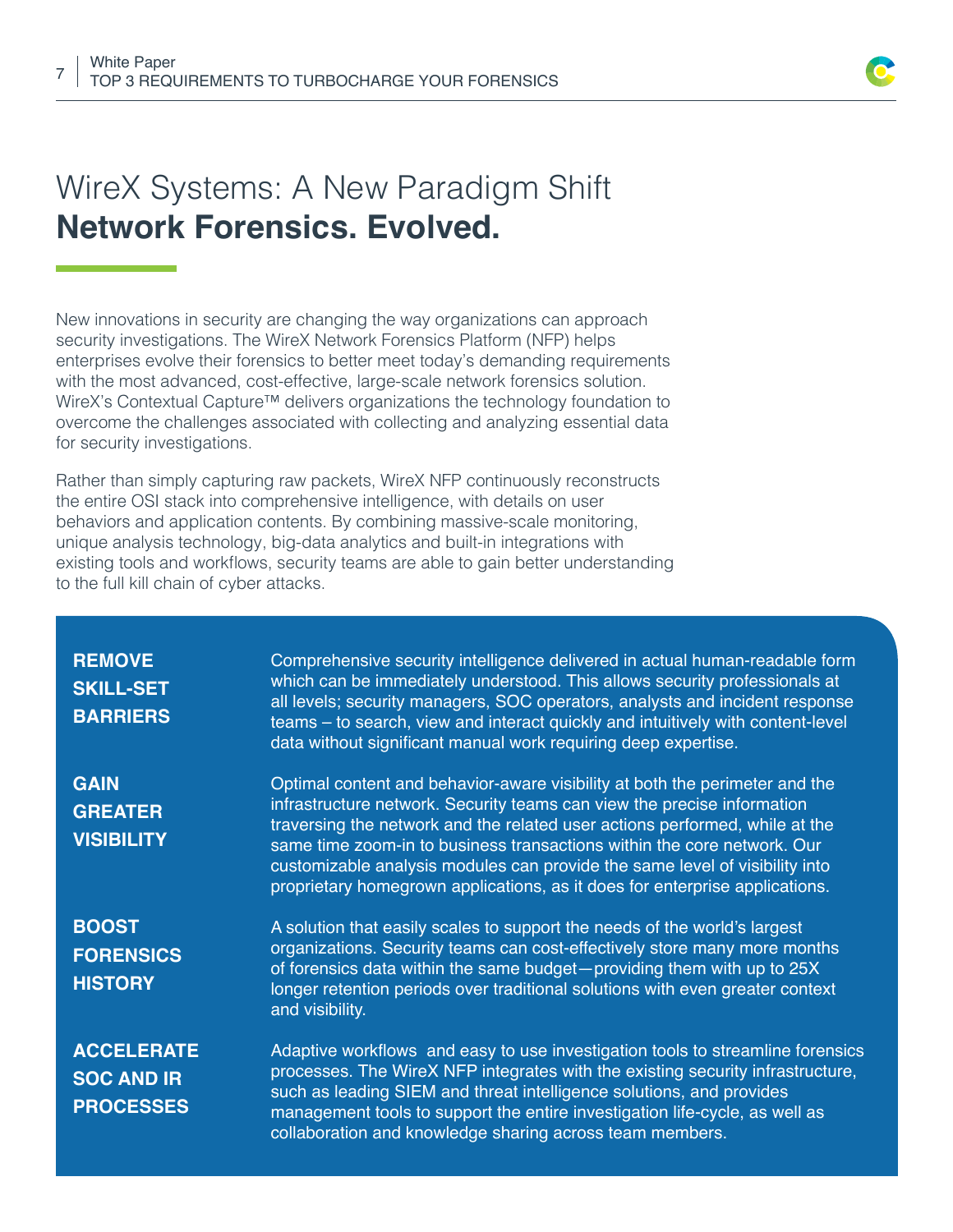# WireX Systems: A New Paradigm Shift **Network Forensics. Evolved.**

New innovations in security are changing the way organizations can approach security investigations. The WireX Network Forensics Platform (NFP) helps enterprises evolve their forensics to better meet today's demanding requirements with the most advanced, cost-effective, large-scale network forensics solution. WireX's Contextual Capture™ delivers organizations the technology foundation to overcome the challenges associated with collecting and analyzing essential data for security investigations.

Rather than simply capturing raw packets, WireX NFP continuously reconstructs the entire OSI stack into comprehensive intelligence, with details on user behaviors and application contents. By combining massive-scale monitoring, unique analysis technology, big-data analytics and built-in integrations with existing tools and workflows, security teams are able to gain better understanding to the full kill chain of cyber attacks.

| | |
|---|---|
| **REMOVE SKILL-SET BARRIERS** | Comprehensive security intelligence delivered in actual human-readable form which can be immediately understood. This allows security professionals at all levels; security managers, SOC operators, analysts and incident response teams – to search, view and interact quickly and intuitively with content-level data without significant manual work requiring deep expertise. |
| **GAIN GREATER VISIBILITY** | Optimal content and behavior-aware visibility at both the perimeter and the infrastructure network. Security teams can view the precise information traversing the network and the related user actions performed, while at the same time zoom-in to business transactions within the core network. Our customizable analysis modules can provide the same level of visibility into proprietary homegrown applications, as it does for enterprise applications. |
| **BOOST FORENSICS HISTORY** | A solution that easily scales to support the needs of the world's largest organizations. Security teams can cost-effectively store many more months of forensics data within the same budget—providing them with up to 25X longer retention periods over traditional solutions with even greater context and visibility. |
| **ACCELERATE SOC AND IR PROCESSES** | Adaptive workflows and easy to use investigation tools to streamline forensics processes. The WireX NFP integrates with the existing security infrastructure, such as leading SIEM and threat intelligence solutions, and provides management tools to support the entire investigation life-cycle, as well as collaboration and knowledge sharing across team members. |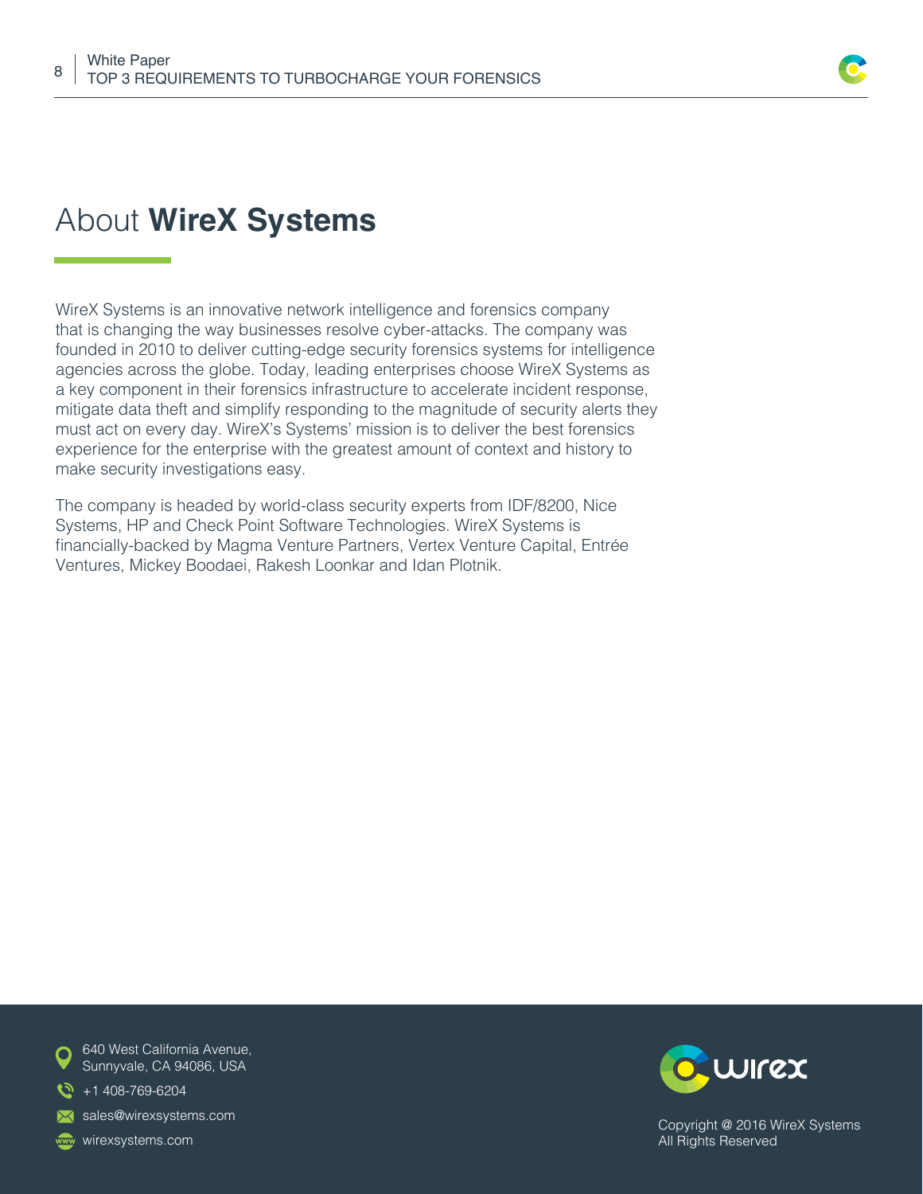# About **WireX Systems**

WireX Systems is an innovative network intelligence and forensics company that is changing the way businesses resolve cyber-attacks. The company was founded in 2010 to deliver cutting-edge security forensics systems for intelligence agencies across the globe. Today, leading enterprises choose WireX Systems as a key component in their forensics infrastructure to accelerate incident response, mitigate data theft and simplify responding to the magnitude of security alerts they must act on every day. WireX's Systems' mission is to deliver the best forensics experience for the enterprise with the greatest amount of context and history to make security investigations easy.

The company is headed by world-class security experts from IDF/8200, Nice Systems, HP and Check Point Software Technologies. WireX Systems is financially-backed by Magma Venture Partners, Vertex Venture Capital, Entrée Ventures, Mickey Boodaei, Rakesh Loonkar and Idan Plotnik.

640 West California Avenue,
Sunnyvale, CA 94086, USA

+1 408-769-6204

sales@wirexsystems.com

wirexsystems.com

Copyright @ 2016 WireX Systems
All Rights Reserved